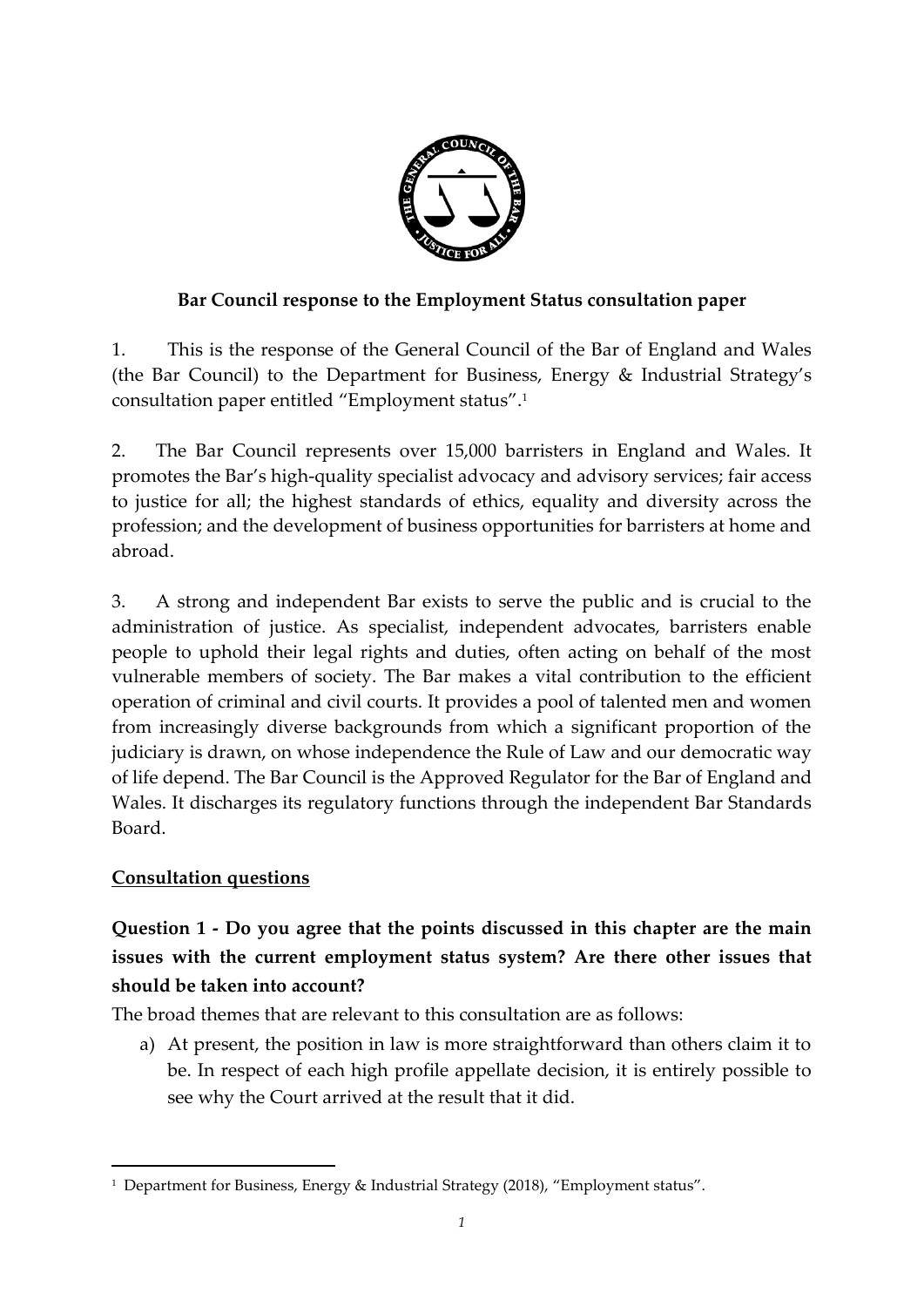**Bar Council response to the Employment Status consultation paper**

1. This is the response of the General Council of the Bar of England and Wales (the Bar Council) to the Department for Business, Energy & Industrial Strategy's consultation paper entitled "Employment status".[1]

2. The Bar Council represents over 15,000 barristers in England and Wales. It promotes the Bar's high-quality specialist advocacy and advisory services; fair access to justice for all; the highest standards of ethics, equality and diversity across the profession; and the development of business opportunities for barristers at home and abroad.

3. A strong and independent Bar exists to serve the public and is crucial to the administration of justice. As specialist, independent advocates, barristers enable people to uphold their legal rights and duties, often acting on behalf of the most vulnerable members of society. The Bar makes a vital contribution to the efficient operation of criminal and civil courts. It provides a pool of talented men and women from increasingly diverse backgrounds from which a significant proportion of the judiciary is drawn, on whose independence the Rule of Law and our democratic way of life depend. The Bar Council is the Approved Regulator for the Bar of England and Wales. It discharges its regulatory functions through the independent Bar Standards Board.

## Consultation questions

### Question 1 - Do you agree that the points discussed in this chapter are the main issues with the current employment status system? Are there other issues that should be taken into account?

The broad themes that are relevant to this consultation are as follows:

a) At present, the position in law is more straightforward than others claim it to be. In respect of each high profile appellate decision, it is entirely possible to see why the Court arrived at the result that it did.

---

[1] Department for Business, Energy & Industrial Strategy (2018), "Employment status".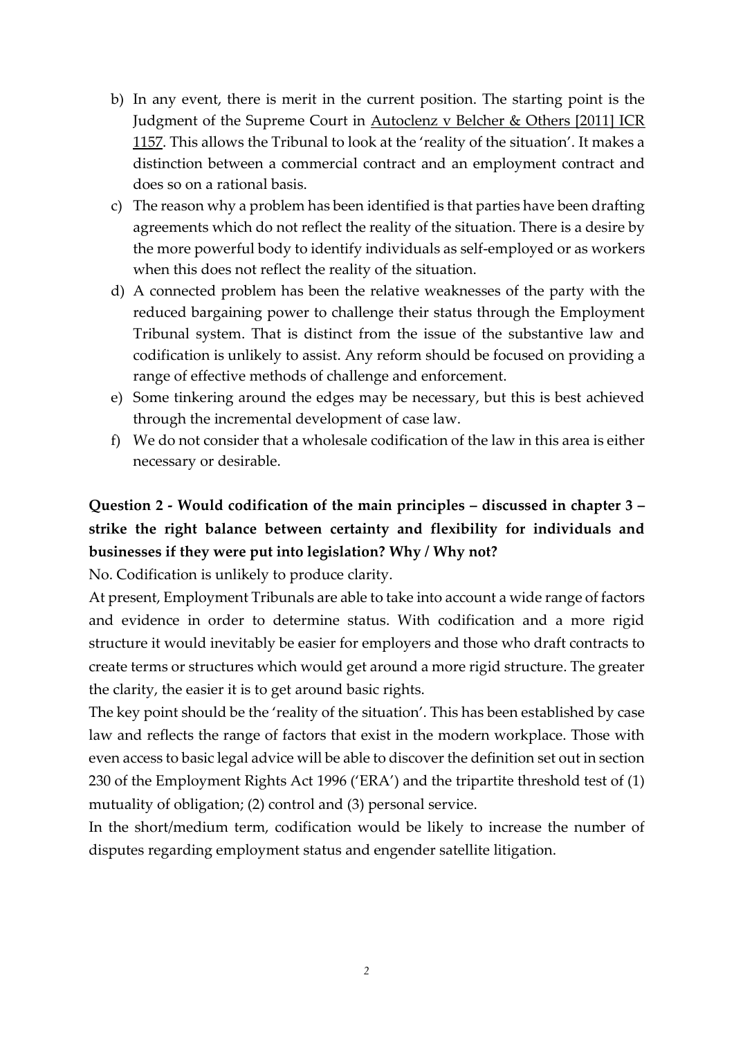b) In any event, there is merit in the current position. The starting point is the Judgment of the Supreme Court in Autoclenz v Belcher & Others [2011] ICR 1157. This allows the Tribunal to look at the 'reality of the situation'. It makes a distinction between a commercial contract and an employment contract and does so on a rational basis.

c) The reason why a problem has been identified is that parties have been drafting agreements which do not reflect the reality of the situation. There is a desire by the more powerful body to identify individuals as self-employed or as workers when this does not reflect the reality of the situation.

d) A connected problem has been the relative weaknesses of the party with the reduced bargaining power to challenge their status through the Employment Tribunal system. That is distinct from the issue of the substantive law and codification is unlikely to assist. Any reform should be focused on providing a range of effective methods of challenge and enforcement.

e) Some tinkering around the edges may be necessary, but this is best achieved through the incremental development of case law.

f) We do not consider that a wholesale codification of the law in this area is either necessary or desirable.

**Question 2 - Would codification of the main principles – discussed in chapter 3 – strike the right balance between certainty and flexibility for individuals and businesses if they were put into legislation? Why / Why not?**

No. Codification is unlikely to produce clarity.

At present, Employment Tribunals are able to take into account a wide range of factors and evidence in order to determine status. With codification and a more rigid structure it would inevitably be easier for employers and those who draft contracts to create terms or structures which would get around a more rigid structure. The greater the clarity, the easier it is to get around basic rights.

The key point should be the 'reality of the situation'. This has been established by case law and reflects the range of factors that exist in the modern workplace. Those with even access to basic legal advice will be able to discover the definition set out in section 230 of the Employment Rights Act 1996 ('ERA') and the tripartite threshold test of (1) mutuality of obligation; (2) control and (3) personal service.

In the short/medium term, codification would be likely to increase the number of disputes regarding employment status and engender satellite litigation.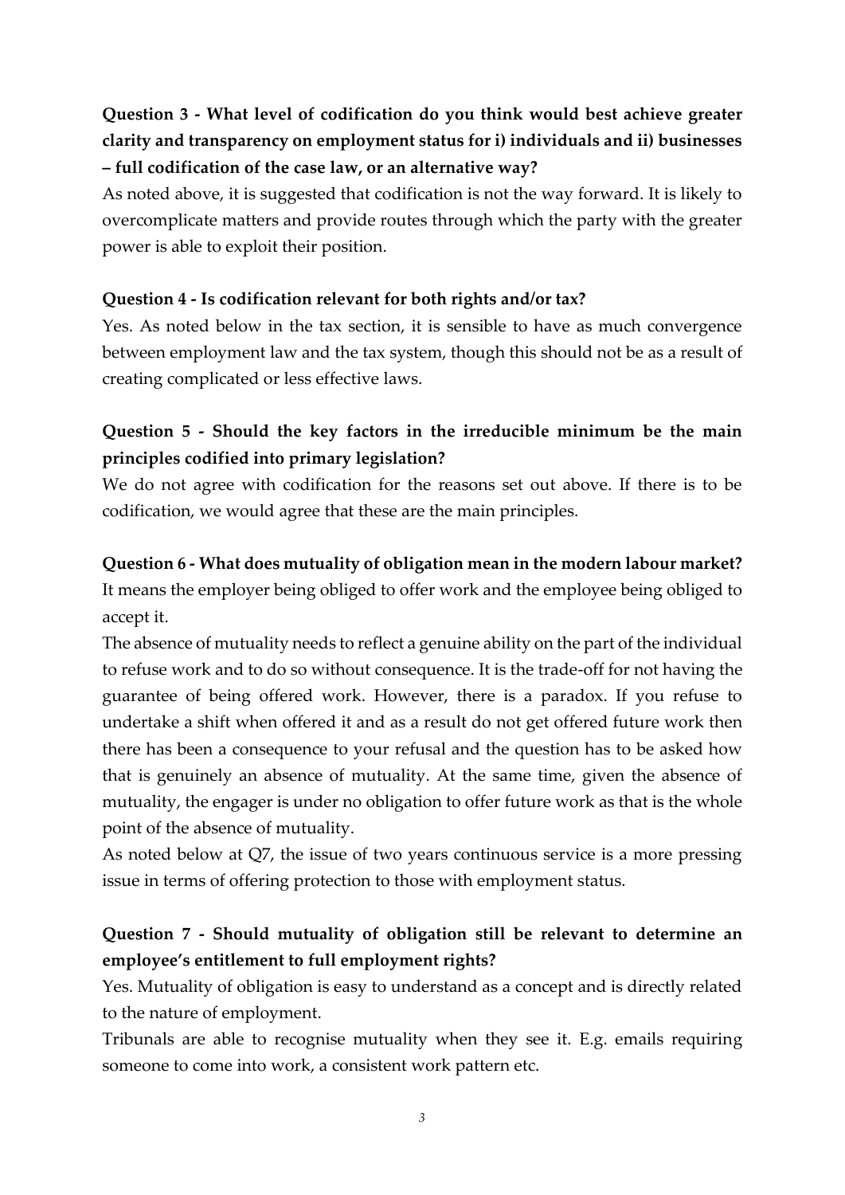**Question 3 - What level of codification do you think would best achieve greater clarity and transparency on employment status for i) individuals and ii) businesses – full codification of the case law, or an alternative way?**

As noted above, it is suggested that codification is not the way forward. It is likely to overcomplicate matters and provide routes through which the party with the greater power is able to exploit their position.

**Question 4 - Is codification relevant for both rights and/or tax?**

Yes. As noted below in the tax section, it is sensible to have as much convergence between employment law and the tax system, though this should not be as a result of creating complicated or less effective laws.

**Question 5 - Should the key factors in the irreducible minimum be the main principles codified into primary legislation?**

We do not agree with codification for the reasons set out above. If there is to be codification, we would agree that these are the main principles.

**Question 6 - What does mutuality of obligation mean in the modern labour market?**

It means the employer being obliged to offer work and the employee being obliged to accept it.

The absence of mutuality needs to reflect a genuine ability on the part of the individual to refuse work and to do so without consequence. It is the trade-off for not having the guarantee of being offered work. However, there is a paradox. If you refuse to undertake a shift when offered it and as a result do not get offered future work then there has been a consequence to your refusal and the question has to be asked how that is genuinely an absence of mutuality. At the same time, given the absence of mutuality, the engager is under no obligation to offer future work as that is the whole point of the absence of mutuality.

As noted below at Q7, the issue of two years continuous service is a more pressing issue in terms of offering protection to those with employment status.

**Question 7 - Should mutuality of obligation still be relevant to determine an employee's entitlement to full employment rights?**

Yes. Mutuality of obligation is easy to understand as a concept and is directly related to the nature of employment.

Tribunals are able to recognise mutuality when they see it. E.g. emails requiring someone to come into work, a consistent work pattern etc.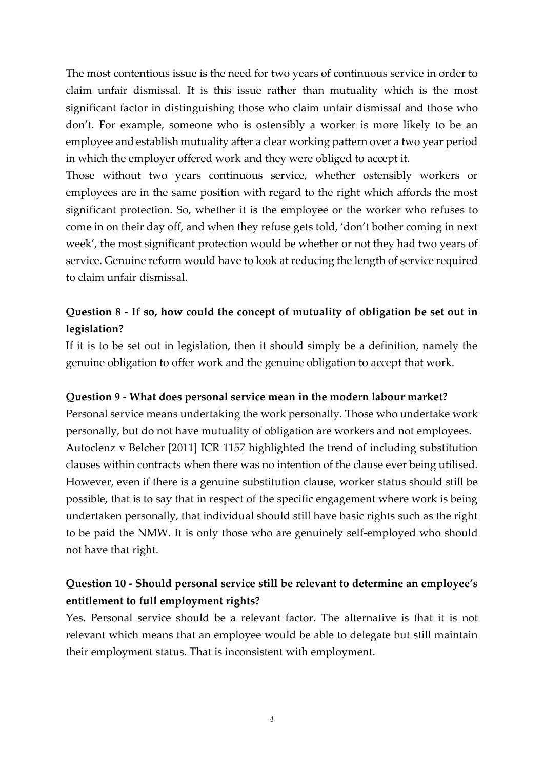The most contentious issue is the need for two years of continuous service in order to claim unfair dismissal. It is this issue rather than mutuality which is the most significant factor in distinguishing those who claim unfair dismissal and those who don't. For example, someone who is ostensibly a worker is more likely to be an employee and establish mutuality after a clear working pattern over a two year period in which the employer offered work and they were obliged to accept it.

Those without two years continuous service, whether ostensibly workers or employees are in the same position with regard to the right which affords the most significant protection. So, whether it is the employee or the worker who refuses to come in on their day off, and when they refuse gets told, 'don't bother coming in next week', the most significant protection would be whether or not they had two years of service. Genuine reform would have to look at reducing the length of service required to claim unfair dismissal.

**Question 8 - If so, how could the concept of mutuality of obligation be set out in legislation?**

If it is to be set out in legislation, then it should simply be a definition, namely the genuine obligation to offer work and the genuine obligation to accept that work.

**Question 9 - What does personal service mean in the modern labour market?**

Personal service means undertaking the work personally. Those who undertake work personally, but do not have mutuality of obligation are workers and not employees. Autoclenz v Belcher [2011] ICR 1157 highlighted the trend of including substitution clauses within contracts when there was no intention of the clause ever being utilised. However, even if there is a genuine substitution clause, worker status should still be possible, that is to say that in respect of the specific engagement where work is being undertaken personally, that individual should still have basic rights such as the right to be paid the NMW. It is only those who are genuinely self-employed who should not have that right.

**Question 10 - Should personal service still be relevant to determine an employee's entitlement to full employment rights?**

Yes. Personal service should be a relevant factor. The alternative is that it is not relevant which means that an employee would be able to delegate but still maintain their employment status. That is inconsistent with employment.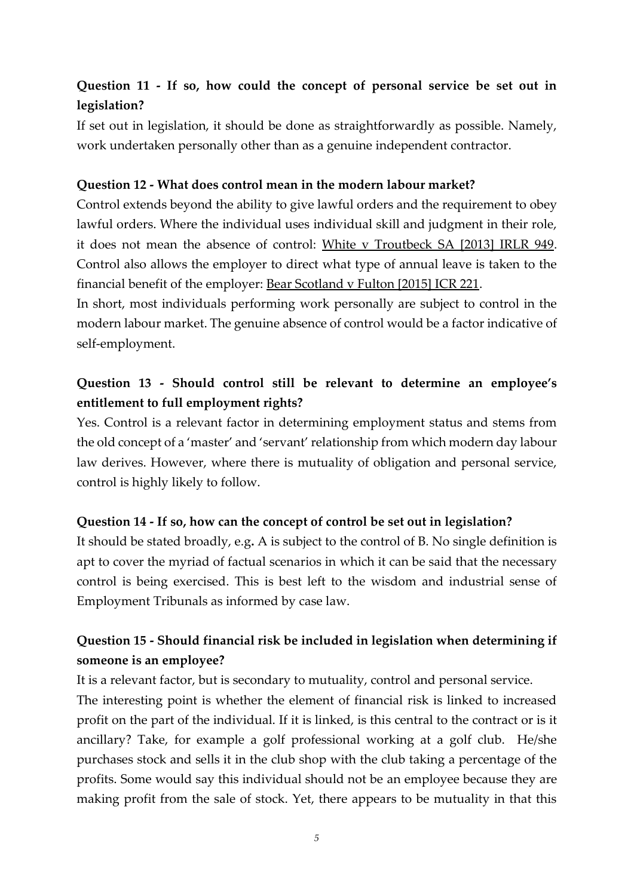**Question 11 - If so, how could the concept of personal service be set out in legislation?**

If set out in legislation, it should be done as straightforwardly as possible. Namely, work undertaken personally other than as a genuine independent contractor.

**Question 12 - What does control mean in the modern labour market?**

Control extends beyond the ability to give lawful orders and the requirement to obey lawful orders. Where the individual uses individual skill and judgment in their role, it does not mean the absence of control: White v Troutbeck SA [2013] IRLR 949. Control also allows the employer to direct what type of annual leave is taken to the financial benefit of the employer: Bear Scotland v Fulton [2015] ICR 221.

In short, most individuals performing work personally are subject to control in the modern labour market. The genuine absence of control would be a factor indicative of self-employment.

**Question 13 - Should control still be relevant to determine an employee's entitlement to full employment rights?**

Yes. Control is a relevant factor in determining employment status and stems from the old concept of a 'master' and 'servant' relationship from which modern day labour law derives. However, where there is mutuality of obligation and personal service, control is highly likely to follow.

**Question 14 - If so, how can the concept of control be set out in legislation?**

It should be stated broadly, e.g**.** A is subject to the control of B. No single definition is apt to cover the myriad of factual scenarios in which it can be said that the necessary control is being exercised. This is best left to the wisdom and industrial sense of Employment Tribunals as informed by case law.

**Question 15 - Should financial risk be included in legislation when determining if someone is an employee?**

It is a relevant factor, but is secondary to mutuality, control and personal service.

The interesting point is whether the element of financial risk is linked to increased profit on the part of the individual. If it is linked, is this central to the contract or is it ancillary? Take, for example a golf professional working at a golf club. He/she purchases stock and sells it in the club shop with the club taking a percentage of the profits. Some would say this individual should not be an employee because they are making profit from the sale of stock. Yet, there appears to be mutuality in that this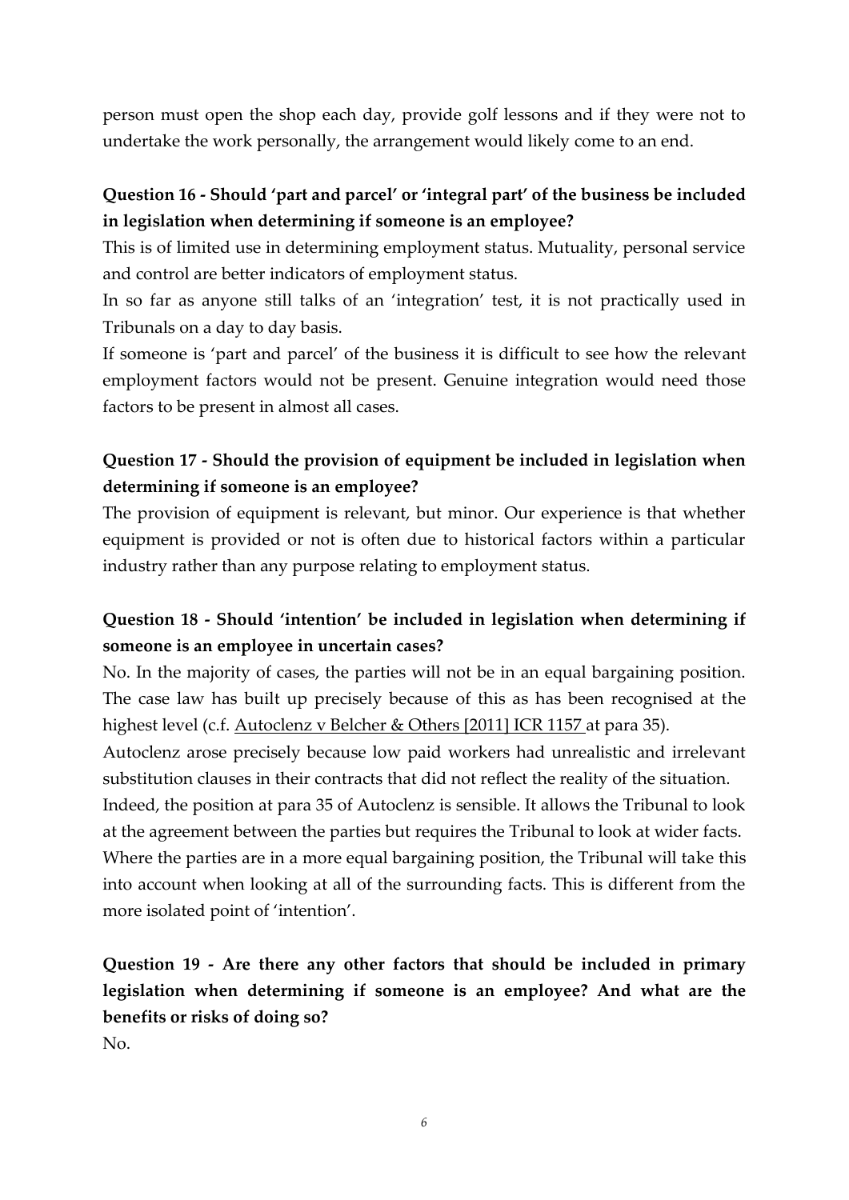person must open the shop each day, provide golf lessons and if they were not to undertake the work personally, the arrangement would likely come to an end.

**Question 16 - Should 'part and parcel' or 'integral part' of the business be included in legislation when determining if someone is an employee?**

This is of limited use in determining employment status. Mutuality, personal service and control are better indicators of employment status.

In so far as anyone still talks of an 'integration' test, it is not practically used in Tribunals on a day to day basis.

If someone is 'part and parcel' of the business it is difficult to see how the relevant employment factors would not be present. Genuine integration would need those factors to be present in almost all cases.

**Question 17 - Should the provision of equipment be included in legislation when determining if someone is an employee?**

The provision of equipment is relevant, but minor. Our experience is that whether equipment is provided or not is often due to historical factors within a particular industry rather than any purpose relating to employment status.

**Question 18 - Should 'intention' be included in legislation when determining if someone is an employee in uncertain cases?**

No. In the majority of cases, the parties will not be in an equal bargaining position. The case law has built up precisely because of this as has been recognised at the highest level (c.f. Autoclenz v Belcher & Others [2011] ICR 1157 at para 35).

Autoclenz arose precisely because low paid workers had unrealistic and irrelevant substitution clauses in their contracts that did not reflect the reality of the situation.

Indeed, the position at para 35 of Autoclenz is sensible. It allows the Tribunal to look at the agreement between the parties but requires the Tribunal to look at wider facts.

Where the parties are in a more equal bargaining position, the Tribunal will take this into account when looking at all of the surrounding facts. This is different from the more isolated point of 'intention'.

**Question 19 - Are there any other factors that should be included in primary legislation when determining if someone is an employee? And what are the benefits or risks of doing so?**

No.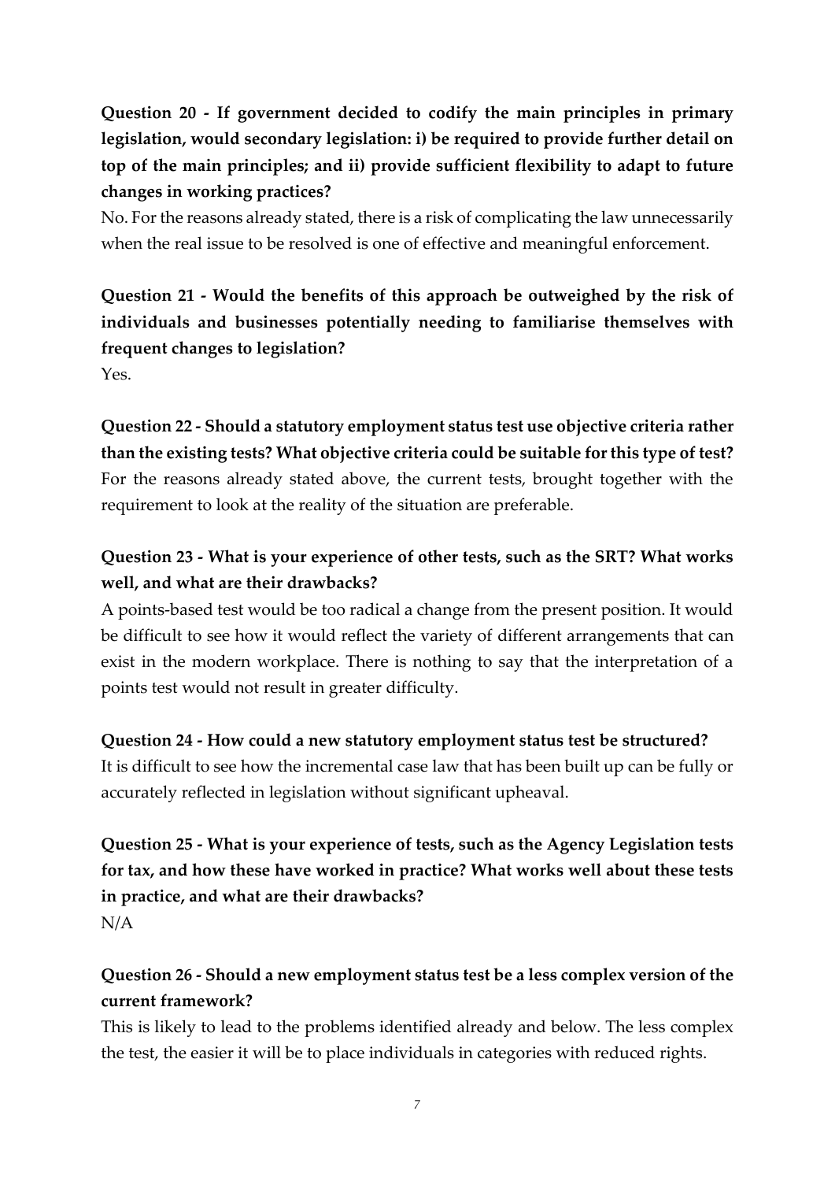**Question 20 - If government decided to codify the main principles in primary legislation, would secondary legislation: i) be required to provide further detail on top of the main principles; and ii) provide sufficient flexibility to adapt to future changes in working practices?**

No. For the reasons already stated, there is a risk of complicating the law unnecessarily when the real issue to be resolved is one of effective and meaningful enforcement.

**Question 21 - Would the benefits of this approach be outweighed by the risk of individuals and businesses potentially needing to familiarise themselves with frequent changes to legislation?**

Yes.

**Question 22 - Should a statutory employment status test use objective criteria rather than the existing tests? What objective criteria could be suitable for this type of test?**

For the reasons already stated above, the current tests, brought together with the requirement to look at the reality of the situation are preferable.

**Question 23 - What is your experience of other tests, such as the SRT? What works well, and what are their drawbacks?**

A points-based test would be too radical a change from the present position. It would be difficult to see how it would reflect the variety of different arrangements that can exist in the modern workplace. There is nothing to say that the interpretation of a points test would not result in greater difficulty.

**Question 24 - How could a new statutory employment status test be structured?**

It is difficult to see how the incremental case law that has been built up can be fully or accurately reflected in legislation without significant upheaval.

**Question 25 - What is your experience of tests, such as the Agency Legislation tests for tax, and how these have worked in practice? What works well about these tests in practice, and what are their drawbacks?**

N/A

**Question 26 - Should a new employment status test be a less complex version of the current framework?**

This is likely to lead to the problems identified already and below. The less complex the test, the easier it will be to place individuals in categories with reduced rights.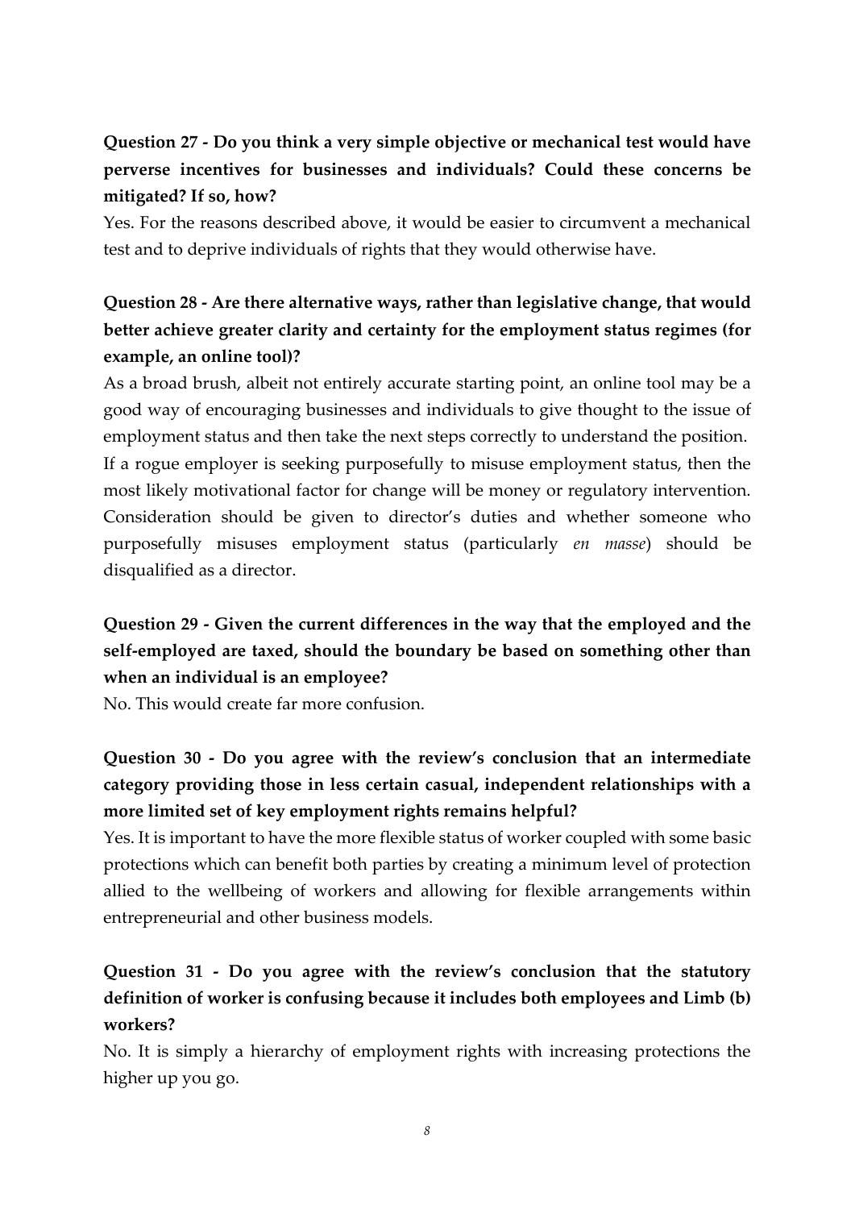**Question 27 - Do you think a very simple objective or mechanical test would have perverse incentives for businesses and individuals? Could these concerns be mitigated? If so, how?**

Yes. For the reasons described above, it would be easier to circumvent a mechanical test and to deprive individuals of rights that they would otherwise have.

**Question 28 - Are there alternative ways, rather than legislative change, that would better achieve greater clarity and certainty for the employment status regimes (for example, an online tool)?**

As a broad brush, albeit not entirely accurate starting point, an online tool may be a good way of encouraging businesses and individuals to give thought to the issue of employment status and then take the next steps correctly to understand the position. If a rogue employer is seeking purposefully to misuse employment status, then the most likely motivational factor for change will be money or regulatory intervention. Consideration should be given to director's duties and whether someone who purposefully misuses employment status (particularly *en masse*) should be disqualified as a director.

**Question 29 - Given the current differences in the way that the employed and the self-employed are taxed, should the boundary be based on something other than when an individual is an employee?**

No. This would create far more confusion.

**Question 30 - Do you agree with the review's conclusion that an intermediate category providing those in less certain casual, independent relationships with a more limited set of key employment rights remains helpful?**

Yes. It is important to have the more flexible status of worker coupled with some basic protections which can benefit both parties by creating a minimum level of protection allied to the wellbeing of workers and allowing for flexible arrangements within entrepreneurial and other business models.

**Question 31 - Do you agree with the review's conclusion that the statutory definition of worker is confusing because it includes both employees and Limb (b) workers?**

No. It is simply a hierarchy of employment rights with increasing protections the higher up you go.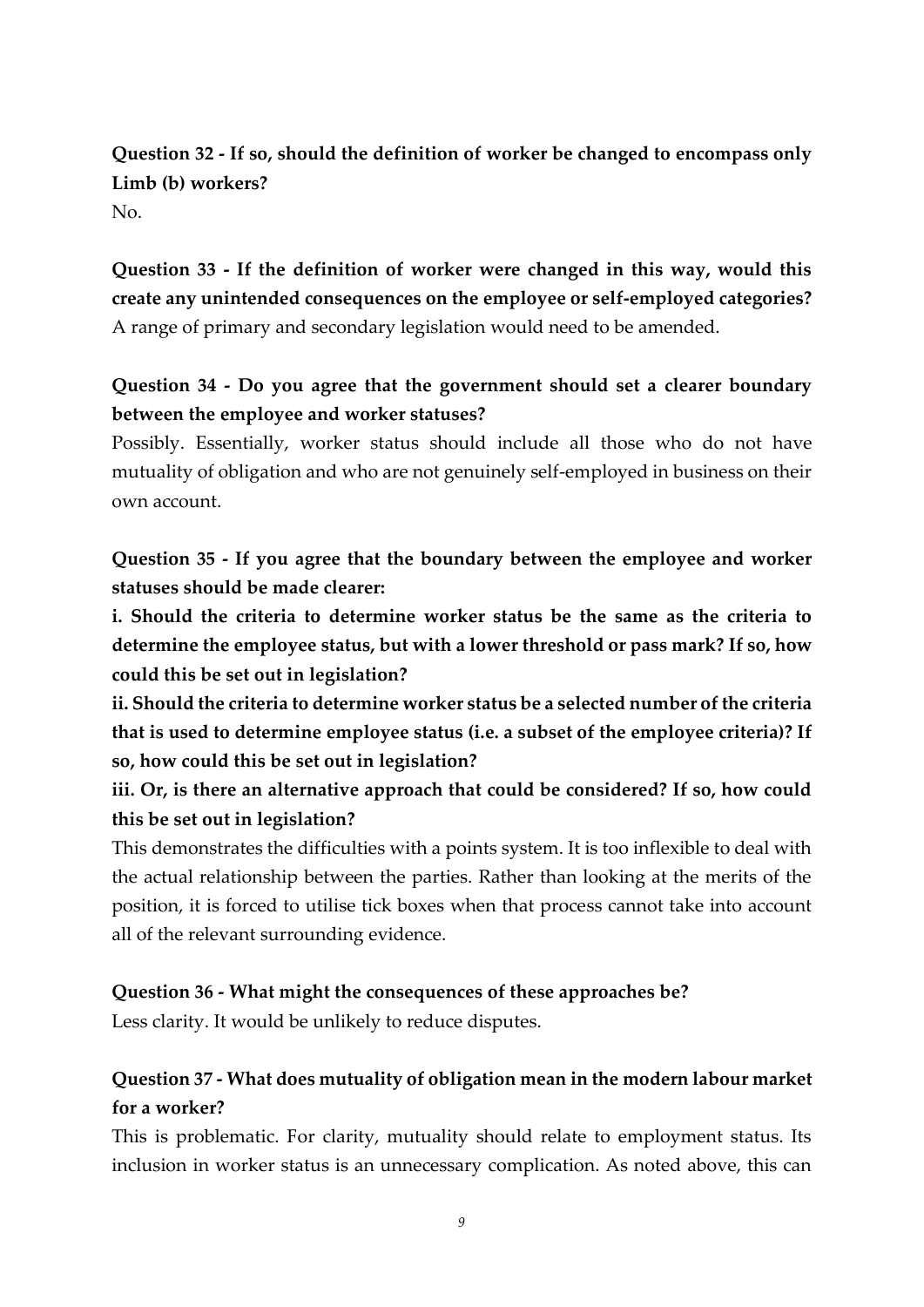**Question 32 - If so, should the definition of worker be changed to encompass only Limb (b) workers?**
No.

**Question 33 - If the definition of worker were changed in this way, would this create any unintended consequences on the employee or self-employed categories?**
A range of primary and secondary legislation would need to be amended.

**Question 34 - Do you agree that the government should set a clearer boundary between the employee and worker statuses?**
Possibly. Essentially, worker status should include all those who do not have mutuality of obligation and who are not genuinely self-employed in business on their own account.

**Question 35 - If you agree that the boundary between the employee and worker statuses should be made clearer:**

**i. Should the criteria to determine worker status be the same as the criteria to determine the employee status, but with a lower threshold or pass mark? If so, how could this be set out in legislation?**

**ii. Should the criteria to determine worker status be a selected number of the criteria that is used to determine employee status (i.e. a subset of the employee criteria)? If so, how could this be set out in legislation?**

**iii. Or, is there an alternative approach that could be considered? If so, how could this be set out in legislation?**

This demonstrates the difficulties with a points system. It is too inflexible to deal with the actual relationship between the parties. Rather than looking at the merits of the position, it is forced to utilise tick boxes when that process cannot take into account all of the relevant surrounding evidence.

**Question 36 - What might the consequences of these approaches be?**
Less clarity. It would be unlikely to reduce disputes.

**Question 37 - What does mutuality of obligation mean in the modern labour market for a worker?**
This is problematic. For clarity, mutuality should relate to employment status. Its inclusion in worker status is an unnecessary complication. As noted above, this can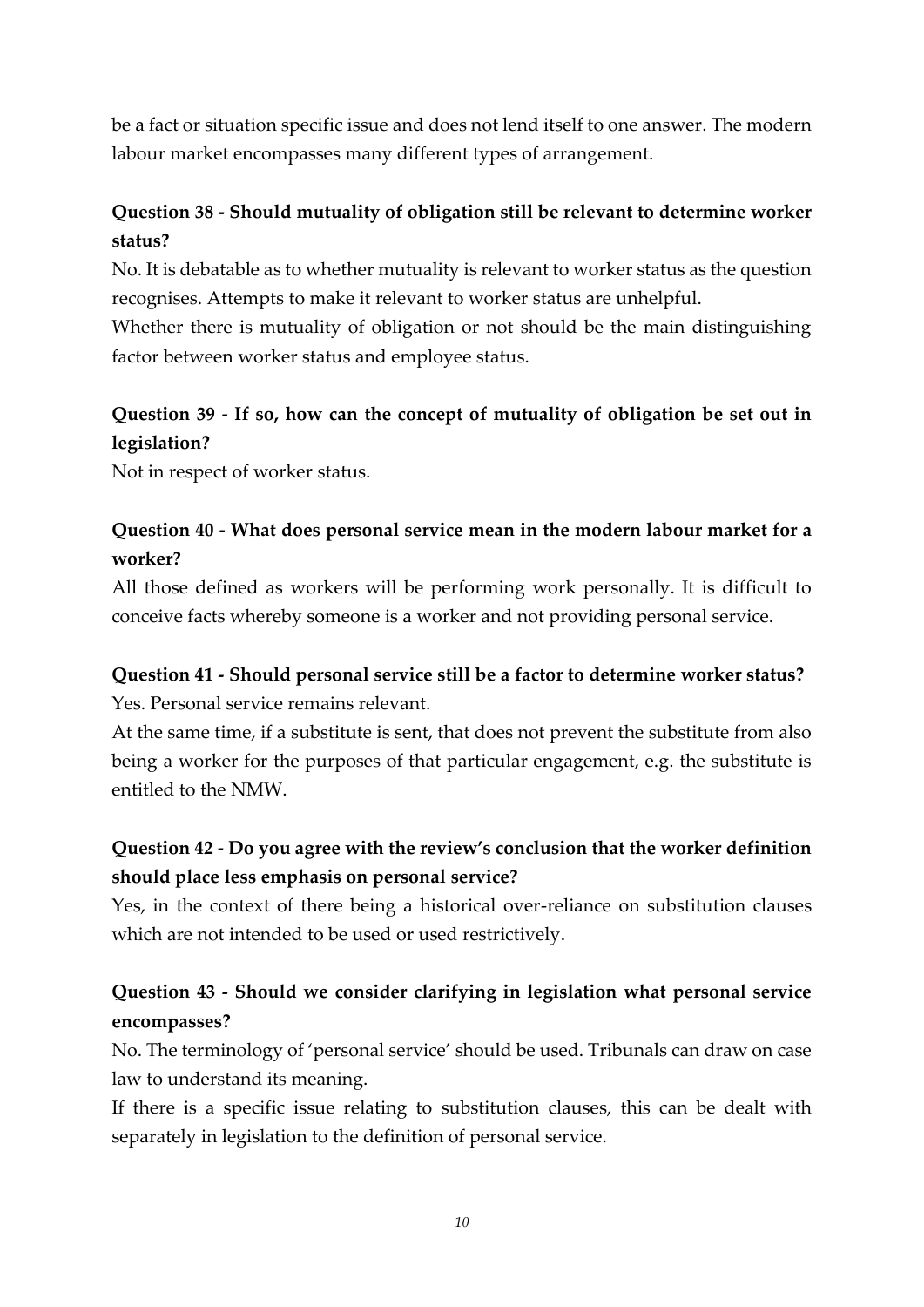be a fact or situation specific issue and does not lend itself to one answer. The modern labour market encompasses many different types of arrangement.

**Question 38 - Should mutuality of obligation still be relevant to determine worker status?**

No. It is debatable as to whether mutuality is relevant to worker status as the question recognises. Attempts to make it relevant to worker status are unhelpful.

Whether there is mutuality of obligation or not should be the main distinguishing factor between worker status and employee status.

**Question 39 - If so, how can the concept of mutuality of obligation be set out in legislation?**

Not in respect of worker status.

**Question 40 - What does personal service mean in the modern labour market for a worker?**

All those defined as workers will be performing work personally. It is difficult to conceive facts whereby someone is a worker and not providing personal service.

**Question 41 - Should personal service still be a factor to determine worker status?**

Yes. Personal service remains relevant.

At the same time, if a substitute is sent, that does not prevent the substitute from also being a worker for the purposes of that particular engagement, e.g. the substitute is entitled to the NMW.

**Question 42 - Do you agree with the review's conclusion that the worker definition should place less emphasis on personal service?**

Yes, in the context of there being a historical over-reliance on substitution clauses which are not intended to be used or used restrictively.

**Question 43 - Should we consider clarifying in legislation what personal service encompasses?**

No. The terminology of 'personal service' should be used. Tribunals can draw on case law to understand its meaning.

If there is a specific issue relating to substitution clauses, this can be dealt with separately in legislation to the definition of personal service.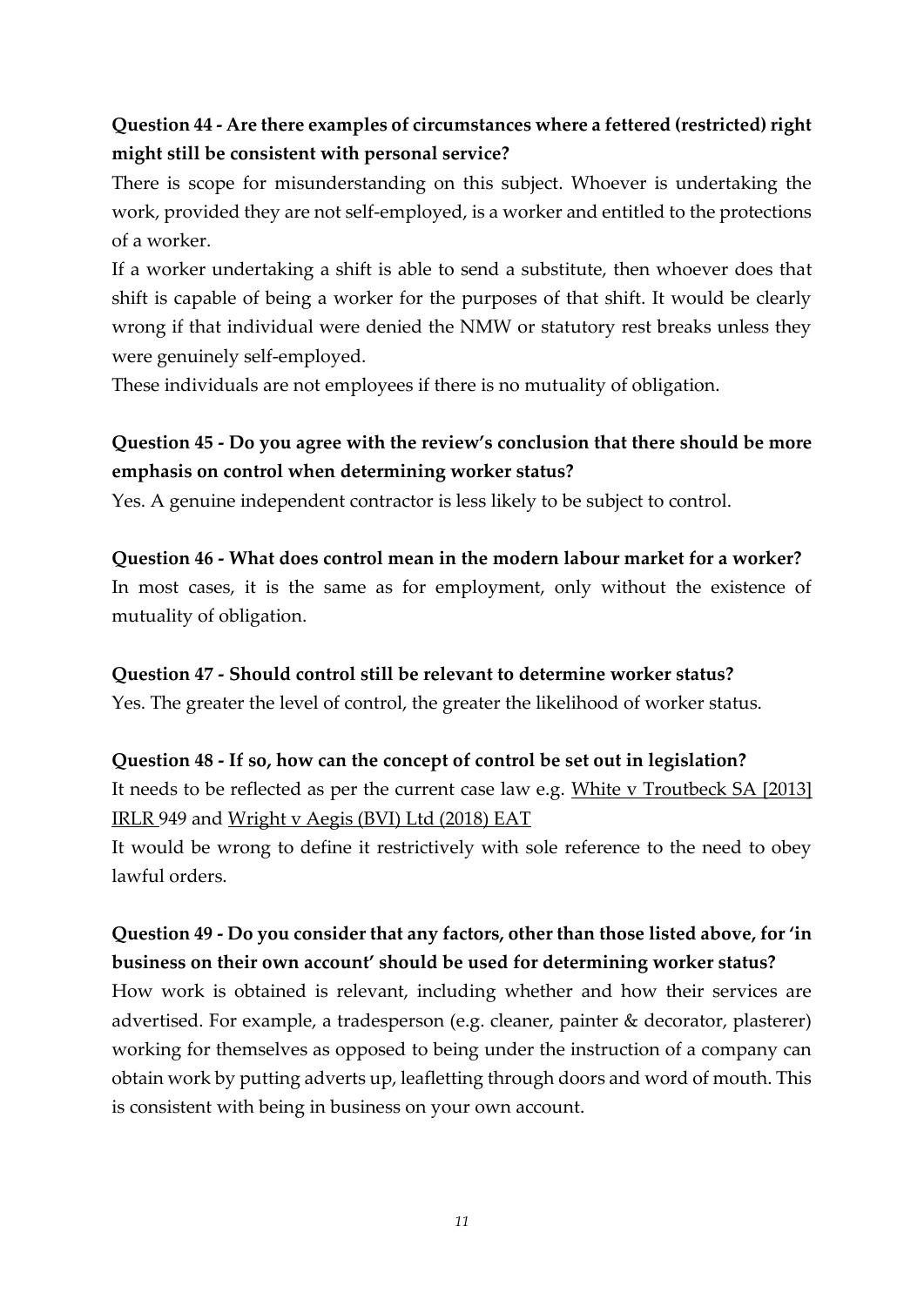**Question 44 - Are there examples of circumstances where a fettered (restricted) right might still be consistent with personal service?**

There is scope for misunderstanding on this subject. Whoever is undertaking the work, provided they are not self-employed, is a worker and entitled to the protections of a worker.

If a worker undertaking a shift is able to send a substitute, then whoever does that shift is capable of being a worker for the purposes of that shift. It would be clearly wrong if that individual were denied the NMW or statutory rest breaks unless they were genuinely self-employed.

These individuals are not employees if there is no mutuality of obligation.

**Question 45 - Do you agree with the review's conclusion that there should be more emphasis on control when determining worker status?**

Yes. A genuine independent contractor is less likely to be subject to control.

**Question 46 - What does control mean in the modern labour market for a worker?**

In most cases, it is the same as for employment, only without the existence of mutuality of obligation.

**Question 47 - Should control still be relevant to determine worker status?**

Yes. The greater the level of control, the greater the likelihood of worker status.

**Question 48 - If so, how can the concept of control be set out in legislation?**

It needs to be reflected as per the current case law e.g. <u>White v Troutbeck SA [2013] IRLR</u> 949 and <u>Wright v Aegis (BVI) Ltd (2018) EAT</u>

It would be wrong to define it restrictively with sole reference to the need to obey lawful orders.

**Question 49 - Do you consider that any factors, other than those listed above, for 'in business on their own account' should be used for determining worker status?**

How work is obtained is relevant, including whether and how their services are advertised. For example, a tradesperson (e.g. cleaner, painter & decorator, plasterer) working for themselves as opposed to being under the instruction of a company can obtain work by putting adverts up, leafletting through doors and word of mouth. This is consistent with being in business on your own account.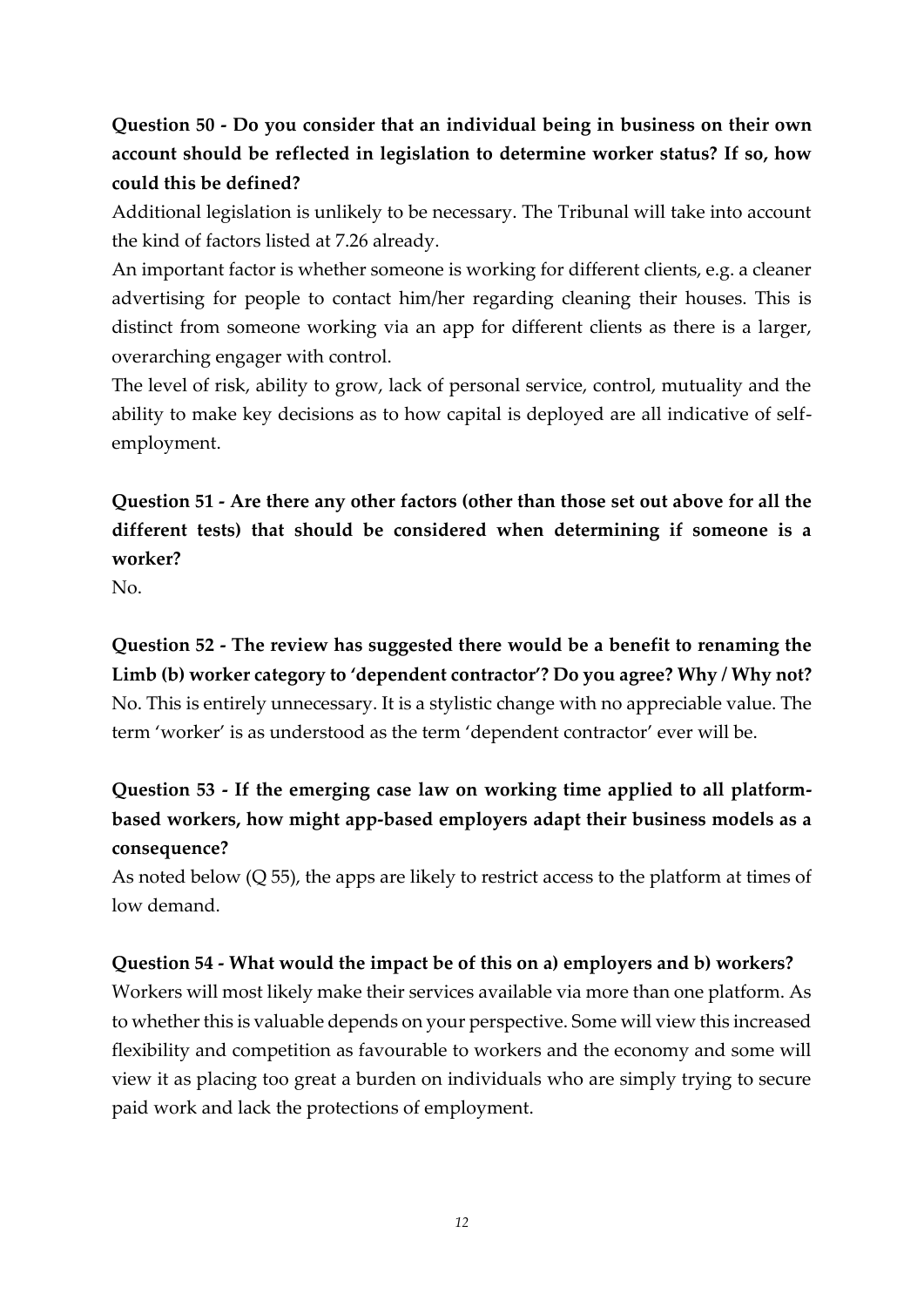**Question 50 - Do you consider that an individual being in business on their own account should be reflected in legislation to determine worker status? If so, how could this be defined?**

Additional legislation is unlikely to be necessary. The Tribunal will take into account the kind of factors listed at 7.26 already.

An important factor is whether someone is working for different clients, e.g. a cleaner advertising for people to contact him/her regarding cleaning their houses. This is distinct from someone working via an app for different clients as there is a larger, overarching engager with control.

The level of risk, ability to grow, lack of personal service, control, mutuality and the ability to make key decisions as to how capital is deployed are all indicative of self-employment.

**Question 51 - Are there any other factors (other than those set out above for all the different tests) that should be considered when determining if someone is a worker?**

No.

**Question 52 - The review has suggested there would be a benefit to renaming the Limb (b) worker category to 'dependent contractor'? Do you agree? Why / Why not?**

No. This is entirely unnecessary. It is a stylistic change with no appreciable value. The term 'worker' is as understood as the term 'dependent contractor' ever will be.

**Question 53 - If the emerging case law on working time applied to all platform-based workers, how might app-based employers adapt their business models as a consequence?**

As noted below (Q 55), the apps are likely to restrict access to the platform at times of low demand.

**Question 54 - What would the impact be of this on a) employers and b) workers?**

Workers will most likely make their services available via more than one platform. As to whether this is valuable depends on your perspective. Some will view this increased flexibility and competition as favourable to workers and the economy and some will view it as placing too great a burden on individuals who are simply trying to secure paid work and lack the protections of employment.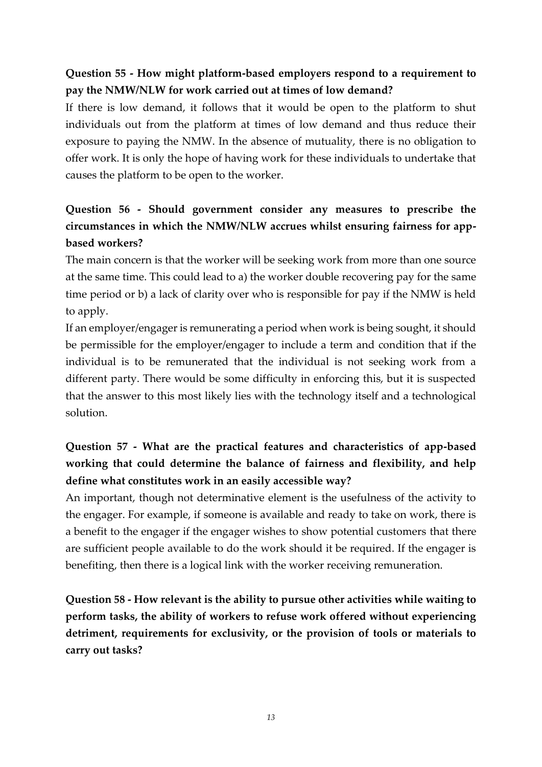**Question 55 - How might platform-based employers respond to a requirement to pay the NMW/NLW for work carried out at times of low demand?**

If there is low demand, it follows that it would be open to the platform to shut individuals out from the platform at times of low demand and thus reduce their exposure to paying the NMW. In the absence of mutuality, there is no obligation to offer work. It is only the hope of having work for these individuals to undertake that causes the platform to be open to the worker.

**Question 56 - Should government consider any measures to prescribe the circumstances in which the NMW/NLW accrues whilst ensuring fairness for app-based workers?**

The main concern is that the worker will be seeking work from more than one source at the same time. This could lead to a) the worker double recovering pay for the same time period or b) a lack of clarity over who is responsible for pay if the NMW is held to apply.

If an employer/engager is remunerating a period when work is being sought, it should be permissible for the employer/engager to include a term and condition that if the individual is to be remunerated that the individual is not seeking work from a different party. There would be some difficulty in enforcing this, but it is suspected that the answer to this most likely lies with the technology itself and a technological solution.

**Question 57 - What are the practical features and characteristics of app-based working that could determine the balance of fairness and flexibility, and help define what constitutes work in an easily accessible way?**

An important, though not determinative element is the usefulness of the activity to the engager. For example, if someone is available and ready to take on work, there is a benefit to the engager if the engager wishes to show potential customers that there are sufficient people available to do the work should it be required. If the engager is benefiting, then there is a logical link with the worker receiving remuneration.

**Question 58 - How relevant is the ability to pursue other activities while waiting to perform tasks, the ability of workers to refuse work offered without experiencing detriment, requirements for exclusivity, or the provision of tools or materials to carry out tasks?**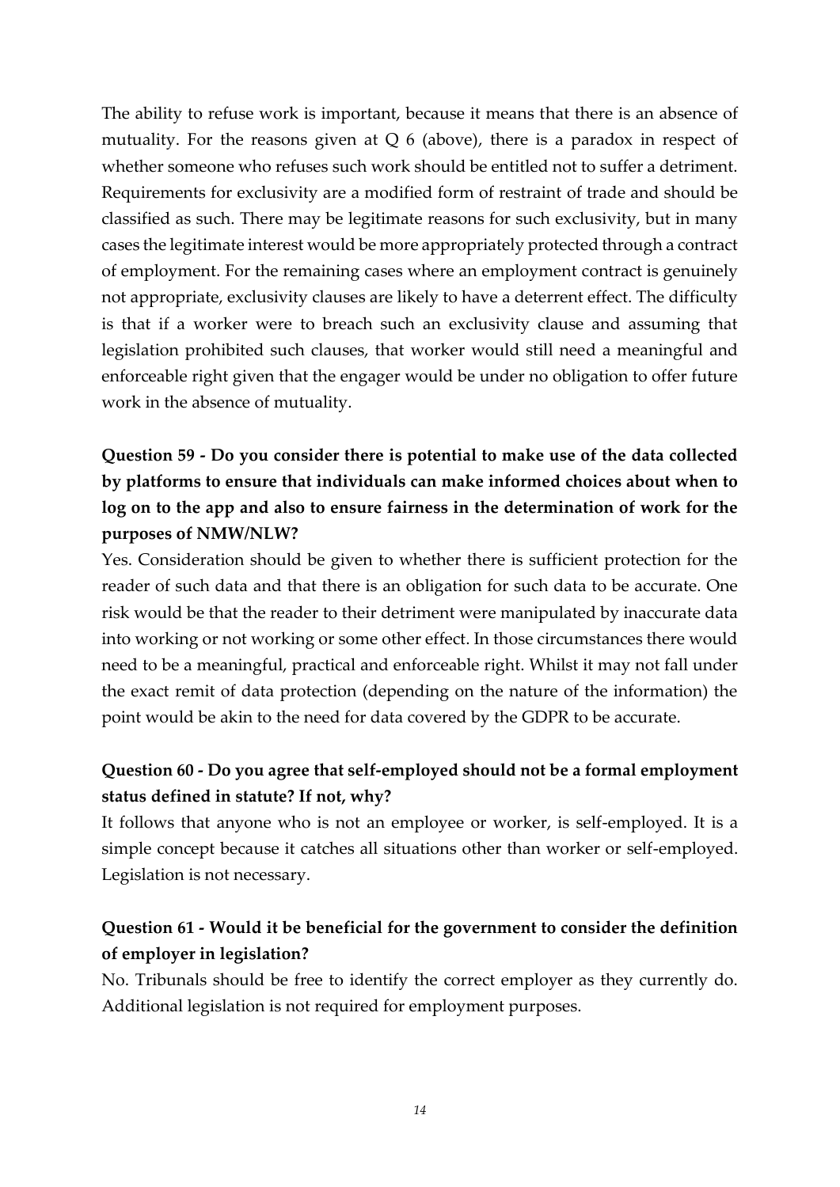The ability to refuse work is important, because it means that there is an absence of mutuality. For the reasons given at Q 6 (above), there is a paradox in respect of whether someone who refuses such work should be entitled not to suffer a detriment. Requirements for exclusivity are a modified form of restraint of trade and should be classified as such. There may be legitimate reasons for such exclusivity, but in many cases the legitimate interest would be more appropriately protected through a contract of employment. For the remaining cases where an employment contract is genuinely not appropriate, exclusivity clauses are likely to have a deterrent effect. The difficulty is that if a worker were to breach such an exclusivity clause and assuming that legislation prohibited such clauses, that worker would still need a meaningful and enforceable right given that the engager would be under no obligation to offer future work in the absence of mutuality.

**Question 59 - Do you consider there is potential to make use of the data collected by platforms to ensure that individuals can make informed choices about when to log on to the app and also to ensure fairness in the determination of work for the purposes of NMW/NLW?**

Yes. Consideration should be given to whether there is sufficient protection for the reader of such data and that there is an obligation for such data to be accurate. One risk would be that the reader to their detriment were manipulated by inaccurate data into working or not working or some other effect. In those circumstances there would need to be a meaningful, practical and enforceable right. Whilst it may not fall under the exact remit of data protection (depending on the nature of the information) the point would be akin to the need for data covered by the GDPR to be accurate.

**Question 60 - Do you agree that self-employed should not be a formal employment status defined in statute? If not, why?**

It follows that anyone who is not an employee or worker, is self-employed. It is a simple concept because it catches all situations other than worker or self-employed. Legislation is not necessary.

**Question 61 - Would it be beneficial for the government to consider the definition of employer in legislation?**

No. Tribunals should be free to identify the correct employer as they currently do. Additional legislation is not required for employment purposes.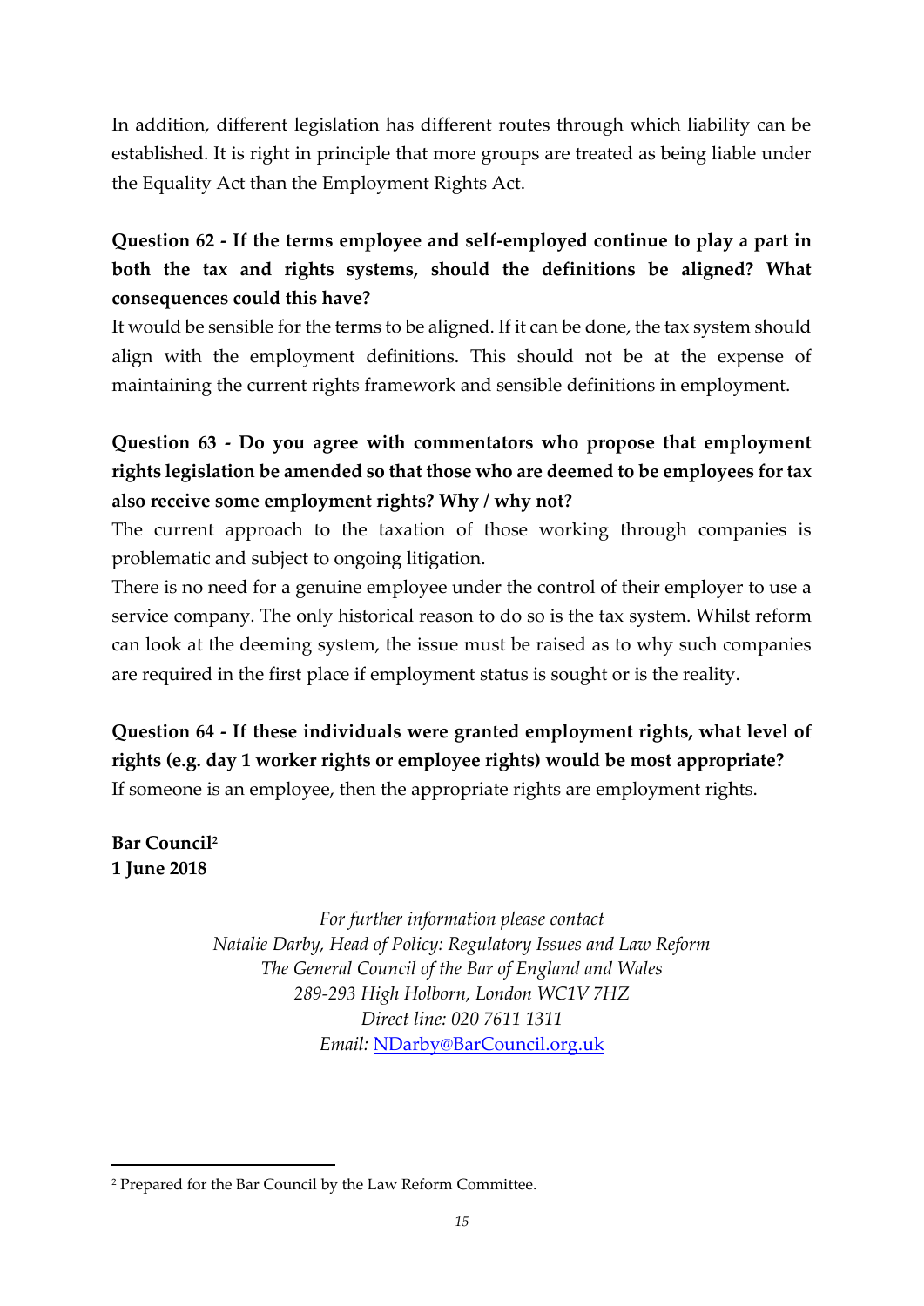In addition, different legislation has different routes through which liability can be established. It is right in principle that more groups are treated as being liable under the Equality Act than the Employment Rights Act.

**Question 62 - If the terms employee and self-employed continue to play a part in both the tax and rights systems, should the definitions be aligned? What consequences could this have?**

It would be sensible for the terms to be aligned. If it can be done, the tax system should align with the employment definitions. This should not be at the expense of maintaining the current rights framework and sensible definitions in employment.

**Question 63 - Do you agree with commentators who propose that employment rights legislation be amended so that those who are deemed to be employees for tax also receive some employment rights? Why / why not?**

The current approach to the taxation of those working through companies is problematic and subject to ongoing litigation.

There is no need for a genuine employee under the control of their employer to use a service company. The only historical reason to do so is the tax system. Whilst reform can look at the deeming system, the issue must be raised as to why such companies are required in the first place if employment status is sought or is the reality.

**Question 64 - If these individuals were granted employment rights, what level of rights (e.g. day 1 worker rights or employee rights) would be most appropriate?**

If someone is an employee, then the appropriate rights are employment rights.

**Bar Council[2]**
**1 June 2018**

*For further information please contact*
*Natalie Darby, Head of Policy: Regulatory Issues and Law Reform*
*The General Council of the Bar of England and Wales*
*289-293 High Holborn, London WC1V 7HZ*
*Direct line: 020 7611 1311*
*Email:* NDarby@BarCouncil.org.uk

---

[2] Prepared for the Bar Council by the Law Reform Committee.